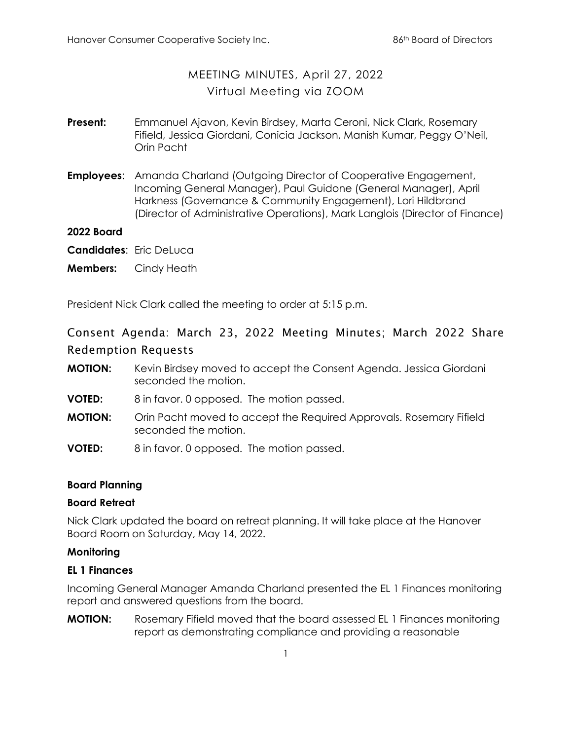# MEETING MINUTES, April 27, 2022
## Virtual Meeting via ZOOM

**Present:** Emmanuel Ajavon, Kevin Birdsey, Marta Ceroni, Nick Clark, Rosemary Fifield, Jessica Giordani, Conicia Jackson, Manish Kumar, Peggy O'Neil, Orin Pacht

**Employees**: Amanda Charland (Outgoing Director of Cooperative Engagement, Incoming General Manager), Paul Guidone (General Manager), April Harkness (Governance & Community Engagement), Lori Hildbrand (Director of Administrative Operations), Mark Langlois (Director of Finance)

**2022 Board**

**Candidates**: Eric DeLuca

**Members:** Cindy Heath

President Nick Clark called the meeting to order at 5:15 p.m.

## Consent Agenda: March 23, 2022 Meeting Minutes; March 2022 Share Redemption Requests

**MOTION:** Kevin Birdsey moved to accept the Consent Agenda. Jessica Giordani seconded the motion.

**VOTED:** 8 in favor. 0 opposed. The motion passed.

**MOTION:** Orin Pacht moved to accept the Required Approvals. Rosemary Fifield seconded the motion.

**VOTED:** 8 in favor. 0 opposed. The motion passed.

**Board Planning**

**Board Retreat**

Nick Clark updated the board on retreat planning. It will take place at the Hanover Board Room on Saturday, May 14, 2022.

**Monitoring**

**EL 1 Finances**

Incoming General Manager Amanda Charland presented the EL 1 Finances monitoring report and answered questions from the board.

**MOTION:** Rosemary Fifield moved that the board assessed EL 1 Finances monitoring report as demonstrating compliance and providing a reasonable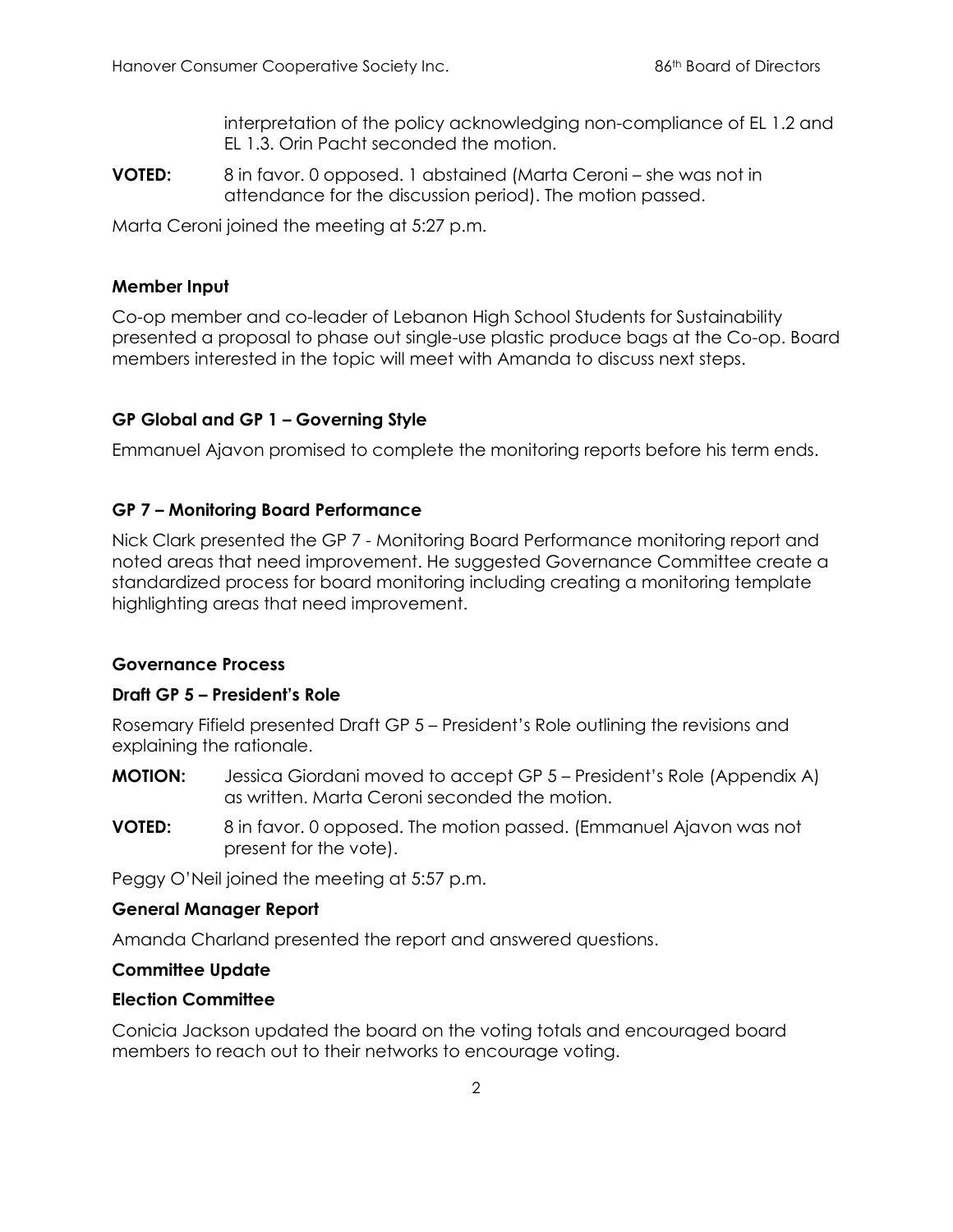interpretation of the policy acknowledging non-compliance of EL 1.2 and EL 1.3. Orin Pacht seconded the motion.

**VOTED:** 8 in favor. 0 opposed. 1 abstained (Marta Ceroni – she was not in attendance for the discussion period). The motion passed.

Marta Ceroni joined the meeting at 5:27 p.m.

**Member Input**

Co-op member and co-leader of Lebanon High School Students for Sustainability presented a proposal to phase out single-use plastic produce bags at the Co-op. Board members interested in the topic will meet with Amanda to discuss next steps.

**GP Global and GP 1 – Governing Style**

Emmanuel Ajavon promised to complete the monitoring reports before his term ends.

**GP 7 – Monitoring Board Performance**

Nick Clark presented the GP 7 - Monitoring Board Performance monitoring report and noted areas that need improvement. He suggested Governance Committee create a standardized process for board monitoring including creating a monitoring template highlighting areas that need improvement.

**Governance Process**

**Draft GP 5 – President's Role**

Rosemary Fifield presented Draft GP 5 – President's Role outlining the revisions and explaining the rationale.

**MOTION:** Jessica Giordani moved to accept GP 5 – President's Role (Appendix A) as written. Marta Ceroni seconded the motion.

**VOTED:** 8 in favor. 0 opposed. The motion passed. (Emmanuel Ajavon was not present for the vote).

Peggy O'Neil joined the meeting at 5:57 p.m.

**General Manager Report**

Amanda Charland presented the report and answered questions.

**Committee Update**

**Election Committee**

Conicia Jackson updated the board on the voting totals and encouraged board members to reach out to their networks to encourage voting.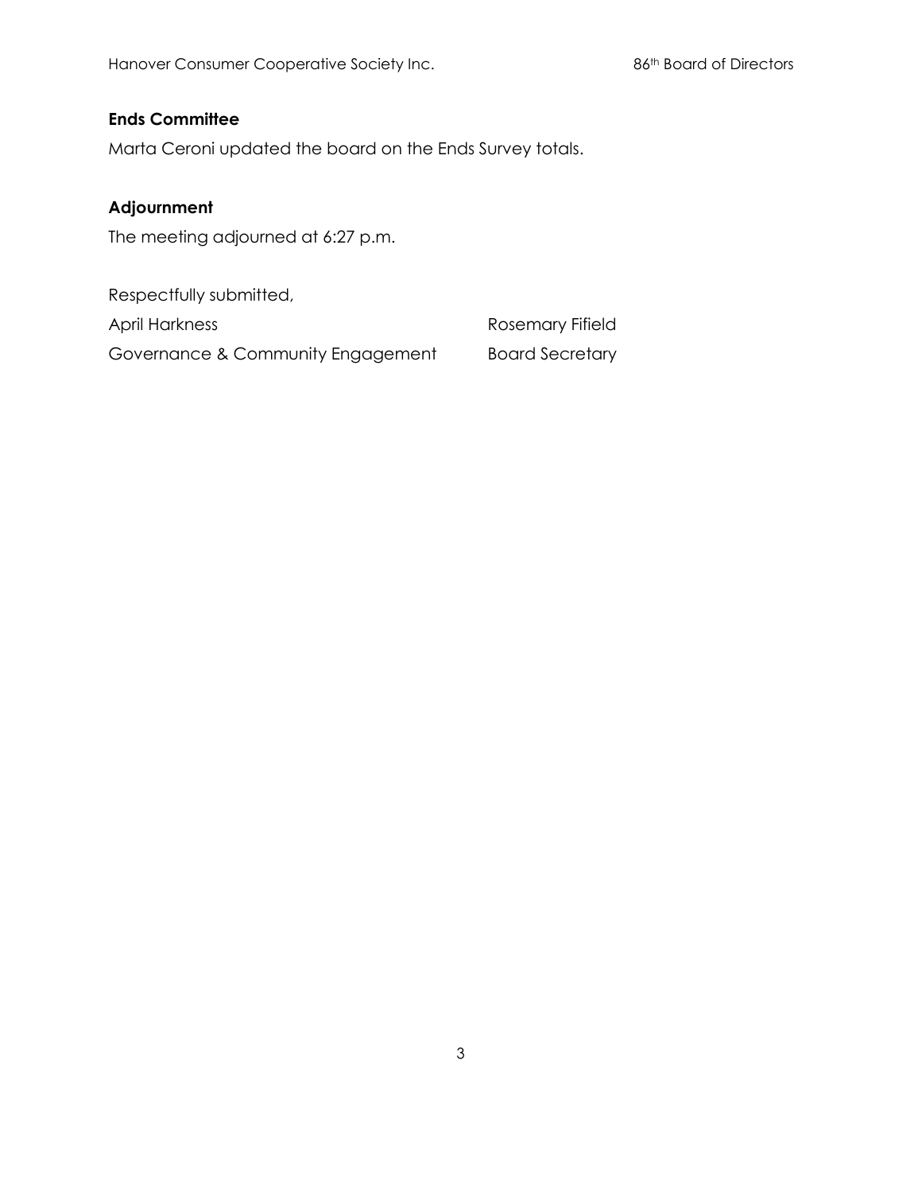**Ends Committee**

Marta Ceroni updated the board on the Ends Survey totals.

**Adjournment**

The meeting adjourned at 6:27 p.m.

Respectfully submitted,

| | |
|---|---|
| April Harkness | Rosemary Fifield |
| Governance & Community Engagement | Board Secretary |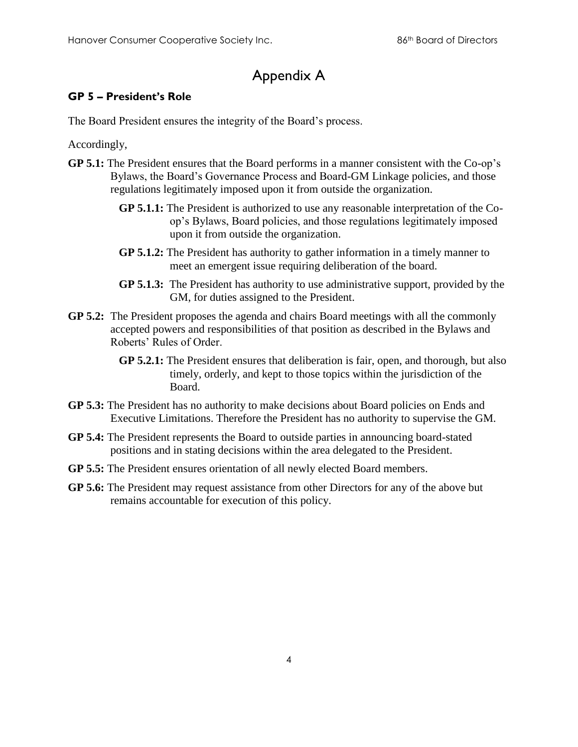# Appendix A

### GP 5 – President's Role

The Board President ensures the integrity of the Board's process.

Accordingly,

**GP 5.1:** The President ensures that the Board performs in a manner consistent with the Co-op's Bylaws, the Board's Governance Process and Board-GM Linkage policies, and those regulations legitimately imposed upon it from outside the organization.

> **GP 5.1.1:** The President is authorized to use any reasonable interpretation of the Co-op's Bylaws, Board policies, and those regulations legitimately imposed upon it from outside the organization.
>
> **GP 5.1.2:** The President has authority to gather information in a timely manner to meet an emergent issue requiring deliberation of the board.
>
> **GP 5.1.3:** The President has authority to use administrative support, provided by the GM, for duties assigned to the President.

**GP 5.2:** The President proposes the agenda and chairs Board meetings with all the commonly accepted powers and responsibilities of that position as described in the Bylaws and Roberts' Rules of Order.

> **GP 5.2.1:** The President ensures that deliberation is fair, open, and thorough, but also timely, orderly, and kept to those topics within the jurisdiction of the Board.

**GP 5.3:** The President has no authority to make decisions about Board policies on Ends and Executive Limitations. Therefore the President has no authority to supervise the GM.

**GP 5.4:** The President represents the Board to outside parties in announcing board-stated positions and in stating decisions within the area delegated to the President.

**GP 5.5:** The President ensures orientation of all newly elected Board members.

**GP 5.6:** The President may request assistance from other Directors for any of the above but remains accountable for execution of this policy.